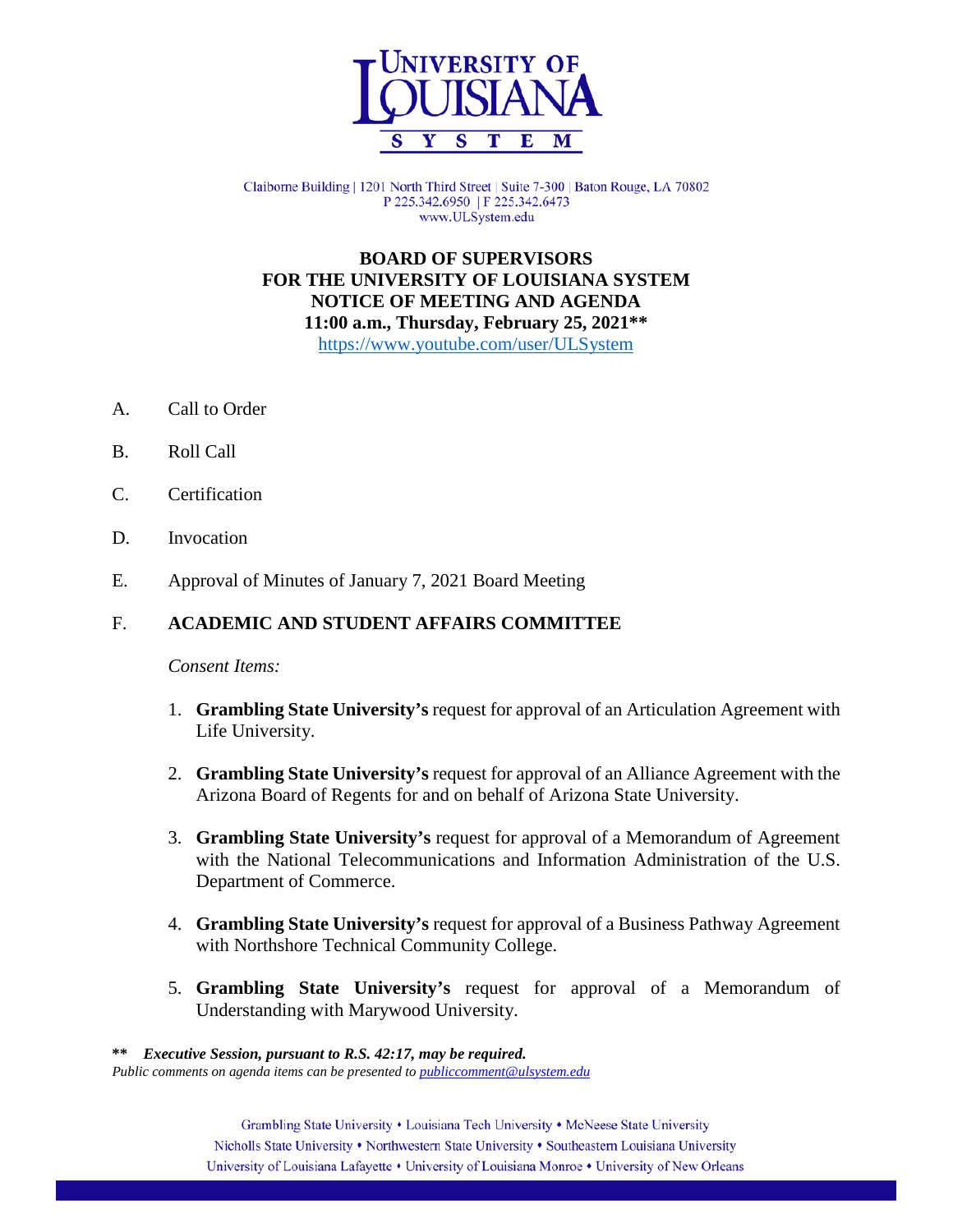University of Louisiana System

Claiborne Building | 1201 North Third Street | Suite 7-300 | Baton Rouge, LA 70802
P 225.342.6950 | F 225.342.6473
www.ULSystem.edu

# BOARD OF SUPERVISORS FOR THE UNIVERSITY OF LOUISIANA SYSTEM NOTICE OF MEETING AND AGENDA

**11:00 a.m., Thursday, February 25, 2021****

https://www.youtube.com/user/ULSystem

A. Call to Order

B. Roll Call

C. Certification

D. Invocation

E. Approval of Minutes of January 7, 2021 Board Meeting

F. **ACADEMIC AND STUDENT AFFAIRS COMMITTEE**

*Consent Items:*

1. **Grambling State University's** request for approval of an Articulation Agreement with Life University.

2. **Grambling State University's** request for approval of an Alliance Agreement with the Arizona Board of Regents for and on behalf of Arizona State University.

3. **Grambling State University's** request for approval of a Memorandum of Agreement with the National Telecommunications and Information Administration of the U.S. Department of Commerce.

4. **Grambling State University's** request for approval of a Business Pathway Agreement with Northshore Technical Community College.

5. **Grambling State University's** request for approval of a Memorandum of Understanding with Marywood University.

**\*\*** ***Executive Session, pursuant to R.S. 42:17, may be required.***
*Public comments on agenda items can be presented to publiccomment@ulsystem.edu*

Grambling State University • Louisiana Tech University • McNeese State University
Nicholls State University • Northwestern State University • Southeastern Louisiana University
University of Louisiana Lafayette • University of Louisiana Monroe • University of New Orleans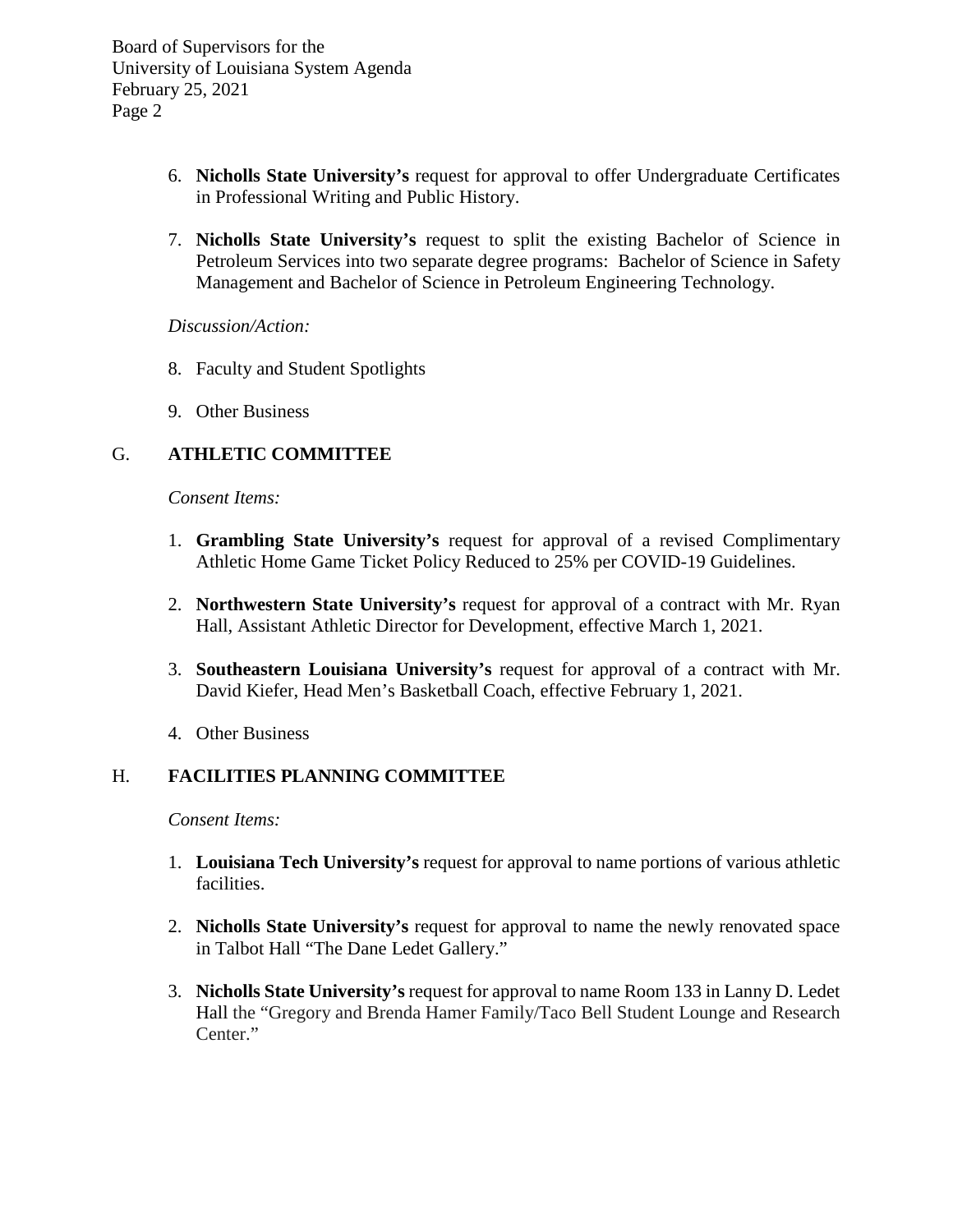6. **Nicholls State University's** request for approval to offer Undergraduate Certificates in Professional Writing and Public History.

7. **Nicholls State University's** request to split the existing Bachelor of Science in Petroleum Services into two separate degree programs: Bachelor of Science in Safety Management and Bachelor of Science in Petroleum Engineering Technology.

*Discussion/Action:*

8. Faculty and Student Spotlights

9. Other Business

## G. ATHLETIC COMMITTEE

*Consent Items:*

1. **Grambling State University's** request for approval of a revised Complimentary Athletic Home Game Ticket Policy Reduced to 25% per COVID-19 Guidelines.

2. **Northwestern State University's** request for approval of a contract with Mr. Ryan Hall, Assistant Athletic Director for Development, effective March 1, 2021.

3. **Southeastern Louisiana University's** request for approval of a contract with Mr. David Kiefer, Head Men's Basketball Coach, effective February 1, 2021.

4. Other Business

## H. FACILITIES PLANNING COMMITTEE

*Consent Items:*

1. **Louisiana Tech University's** request for approval to name portions of various athletic facilities.

2. **Nicholls State University's** request for approval to name the newly renovated space in Talbot Hall "The Dane Ledet Gallery."

3. **Nicholls State University's** request for approval to name Room 133 in Lanny D. Ledet Hall the "Gregory and Brenda Hamer Family/Taco Bell Student Lounge and Research Center."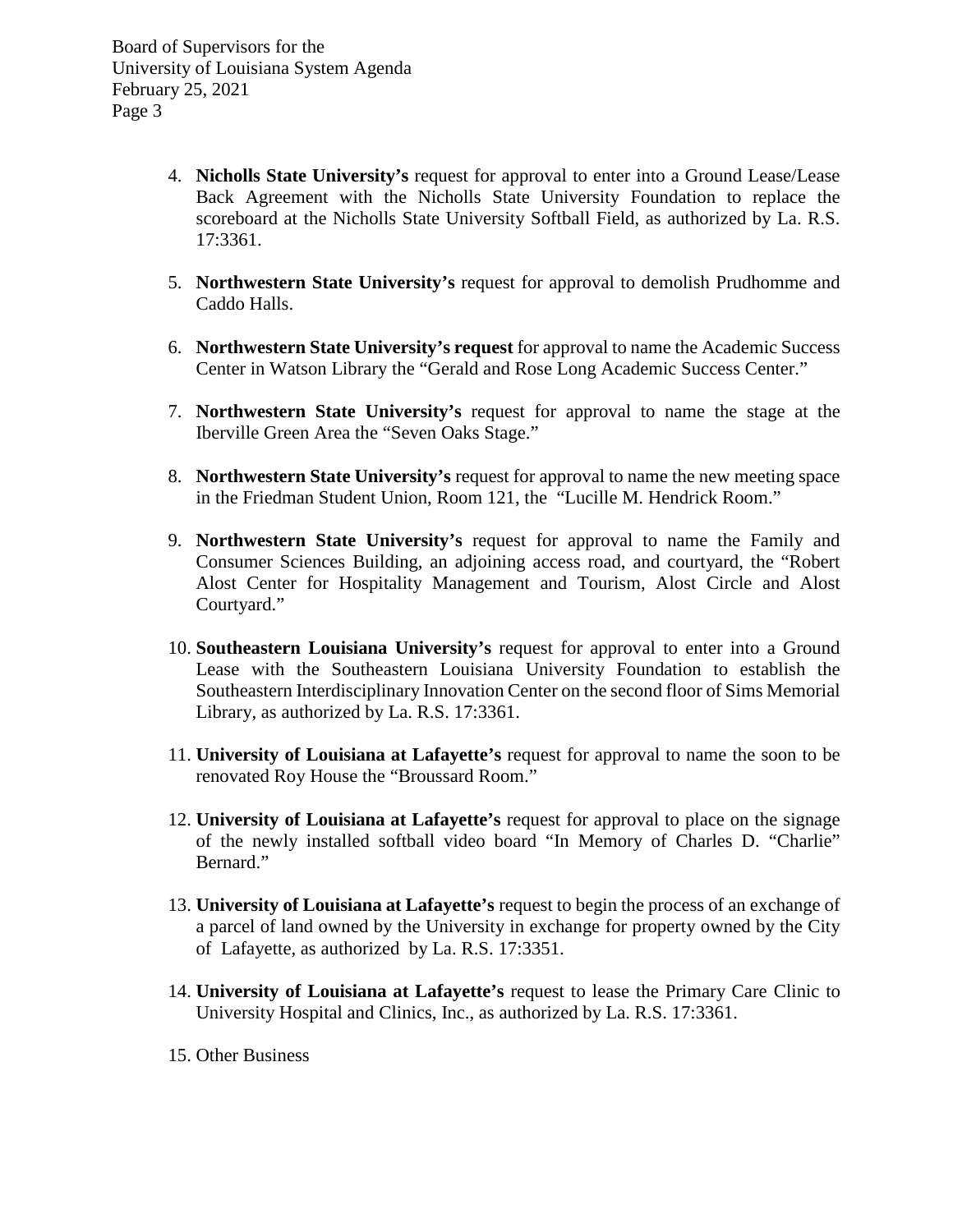4. **Nicholls State University's** request for approval to enter into a Ground Lease/Lease Back Agreement with the Nicholls State University Foundation to replace the scoreboard at the Nicholls State University Softball Field, as authorized by La. R.S. 17:3361.

5. **Northwestern State University's** request for approval to demolish Prudhomme and Caddo Halls.

6. **Northwestern State University's request** for approval to name the Academic Success Center in Watson Library the "Gerald and Rose Long Academic Success Center."

7. **Northwestern State University's** request for approval to name the stage at the Iberville Green Area the "Seven Oaks Stage."

8. **Northwestern State University's** request for approval to name the new meeting space in the Friedman Student Union, Room 121, the "Lucille M. Hendrick Room."

9. **Northwestern State University's** request for approval to name the Family and Consumer Sciences Building, an adjoining access road, and courtyard, the "Robert Alost Center for Hospitality Management and Tourism, Alost Circle and Alost Courtyard."

10. **Southeastern Louisiana University's** request for approval to enter into a Ground Lease with the Southeastern Louisiana University Foundation to establish the Southeastern Interdisciplinary Innovation Center on the second floor of Sims Memorial Library, as authorized by La. R.S. 17:3361.

11. **University of Louisiana at Lafayette's** request for approval to name the soon to be renovated Roy House the "Broussard Room."

12. **University of Louisiana at Lafayette's** request for approval to place on the signage of the newly installed softball video board "In Memory of Charles D. "Charlie" Bernard."

13. **University of Louisiana at Lafayette's** request to begin the process of an exchange of a parcel of land owned by the University in exchange for property owned by the City of Lafayette, as authorized by La. R.S. 17:3351.

14. **University of Louisiana at Lafayette's** request to lease the Primary Care Clinic to University Hospital and Clinics, Inc., as authorized by La. R.S. 17:3361.

15. Other Business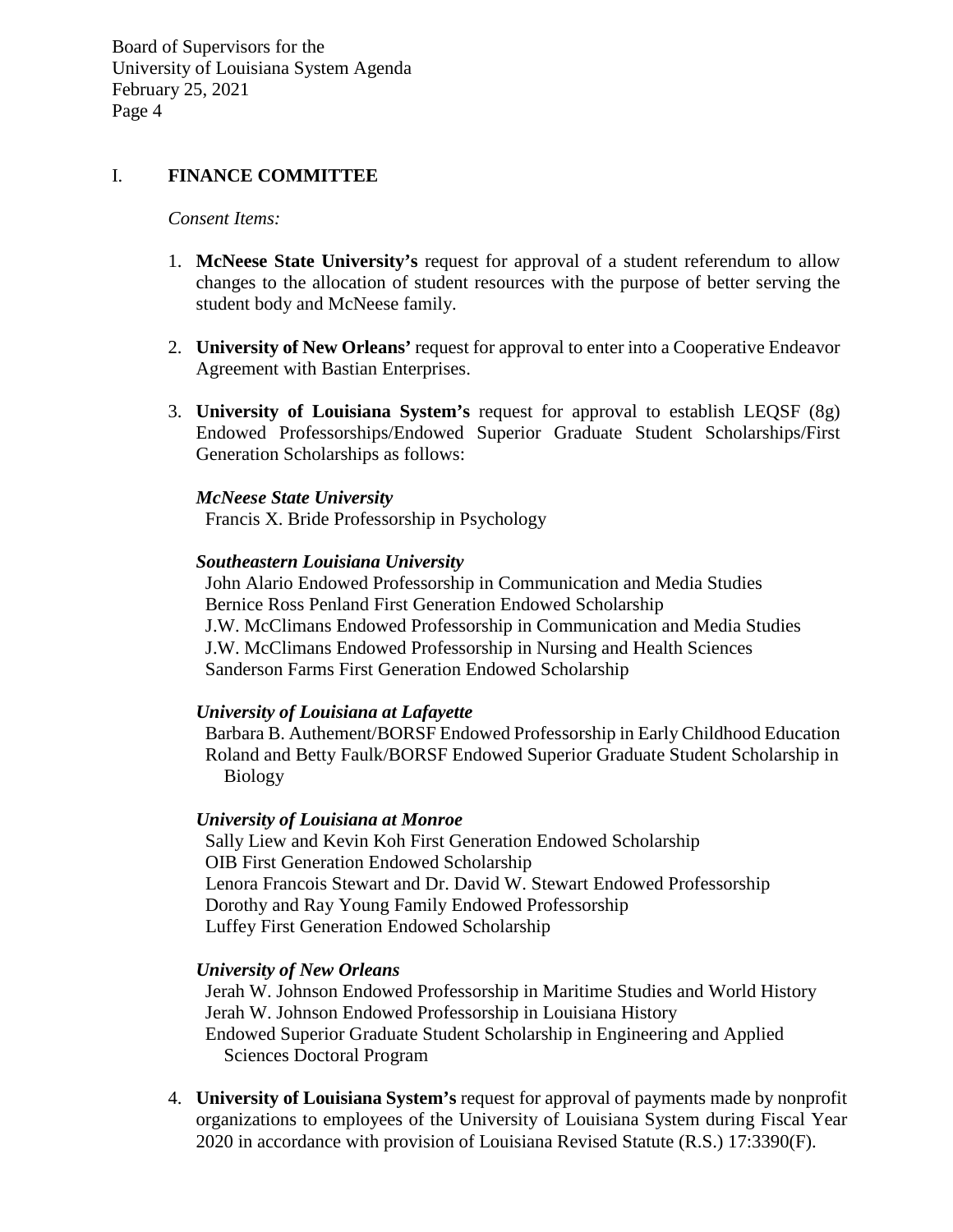## I. FINANCE COMMITTEE

*Consent Items:*

1. **McNeese State University's** request for approval of a student referendum to allow changes to the allocation of student resources with the purpose of better serving the student body and McNeese family.

2. **University of New Orleans'** request for approval to enter into a Cooperative Endeavor Agreement with Bastian Enterprises.

3. **University of Louisiana System's** request for approval to establish LEQSF (8g) Endowed Professorships/Endowed Superior Graduate Student Scholarships/First Generation Scholarships as follows:

   ***McNeese State University***
   Francis X. Bride Professorship in Psychology

   ***Southeastern Louisiana University***
   John Alario Endowed Professorship in Communication and Media Studies
   Bernice Ross Penland First Generation Endowed Scholarship
   J.W. McClimans Endowed Professorship in Communication and Media Studies
   J.W. McClimans Endowed Professorship in Nursing and Health Sciences
   Sanderson Farms First Generation Endowed Scholarship

   ***University of Louisiana at Lafayette***
   Barbara B. Authement/BORSF Endowed Professorship in Early Childhood Education
   Roland and Betty Faulk/BORSF Endowed Superior Graduate Student Scholarship in Biology

   ***University of Louisiana at Monroe***
   Sally Liew and Kevin Koh First Generation Endowed Scholarship
   OIB First Generation Endowed Scholarship
   Lenora Francois Stewart and Dr. David W. Stewart Endowed Professorship
   Dorothy and Ray Young Family Endowed Professorship
   Luffey First Generation Endowed Scholarship

   ***University of New Orleans***
   Jerah W. Johnson Endowed Professorship in Maritime Studies and World History
   Jerah W. Johnson Endowed Professorship in Louisiana History
   Endowed Superior Graduate Student Scholarship in Engineering and Applied Sciences Doctoral Program

4. **University of Louisiana System's** request for approval of payments made by nonprofit organizations to employees of the University of Louisiana System during Fiscal Year 2020 in accordance with provision of Louisiana Revised Statute (R.S.) 17:3390(F).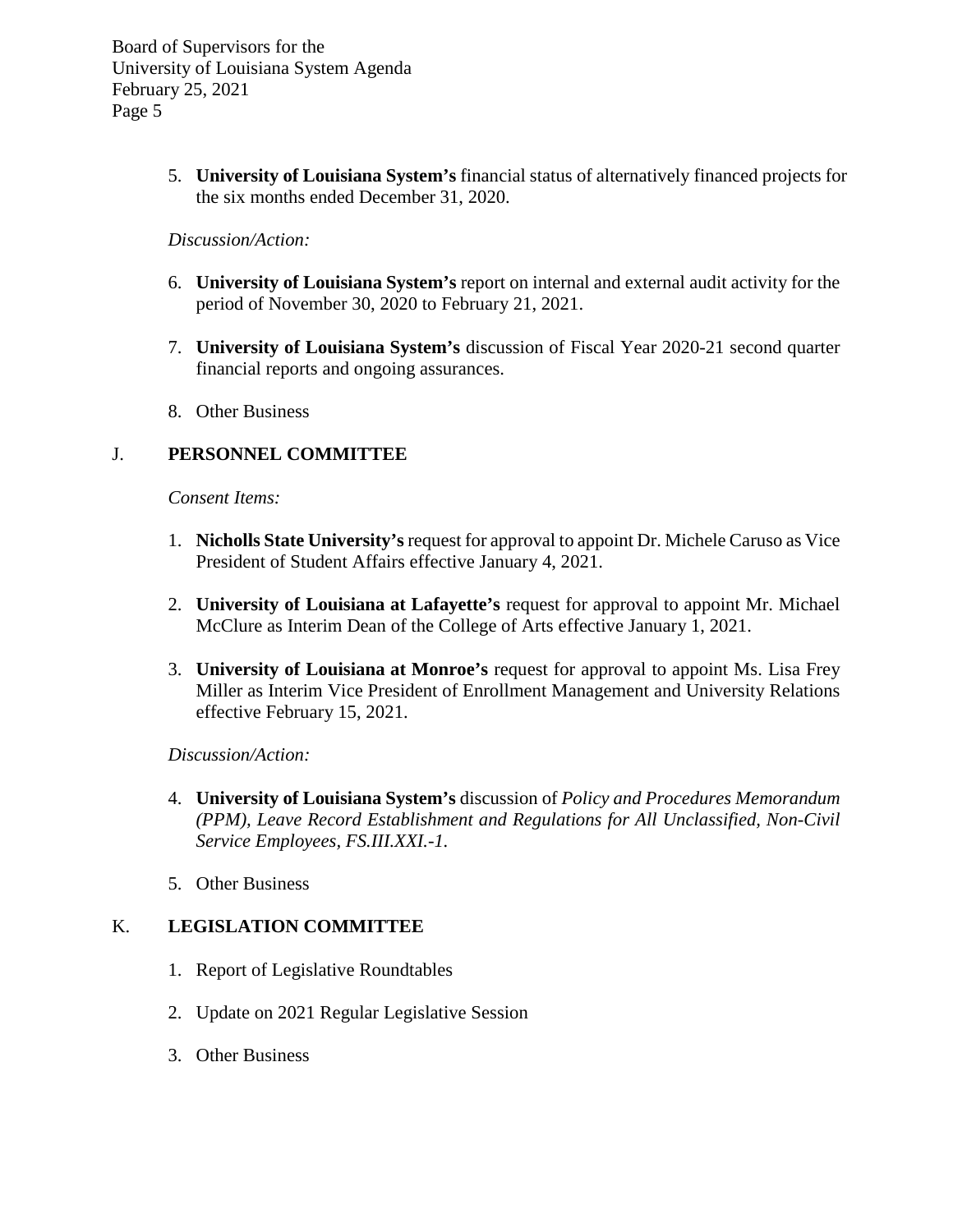5. **University of Louisiana System's** financial status of alternatively financed projects for the six months ended December 31, 2020.

*Discussion/Action:*

6. **University of Louisiana System's** report on internal and external audit activity for the period of November 30, 2020 to February 21, 2021.

7. **University of Louisiana System's** discussion of Fiscal Year 2020-21 second quarter financial reports and ongoing assurances.

8. Other Business

## J. PERSONNEL COMMITTEE

*Consent Items:*

1. **Nicholls State University's** request for approval to appoint Dr. Michele Caruso as Vice President of Student Affairs effective January 4, 2021.

2. **University of Louisiana at Lafayette's** request for approval to appoint Mr. Michael McClure as Interim Dean of the College of Arts effective January 1, 2021.

3. **University of Louisiana at Monroe's** request for approval to appoint Ms. Lisa Frey Miller as Interim Vice President of Enrollment Management and University Relations effective February 15, 2021.

*Discussion/Action:*

4. **University of Louisiana System's** discussion of *Policy and Procedures Memorandum (PPM), Leave Record Establishment and Regulations for All Unclassified, Non-Civil Service Employees, FS.III.XXI.-1.*

5. Other Business

## K. LEGISLATION COMMITTEE

1. Report of Legislative Roundtables

2. Update on 2021 Regular Legislative Session

3. Other Business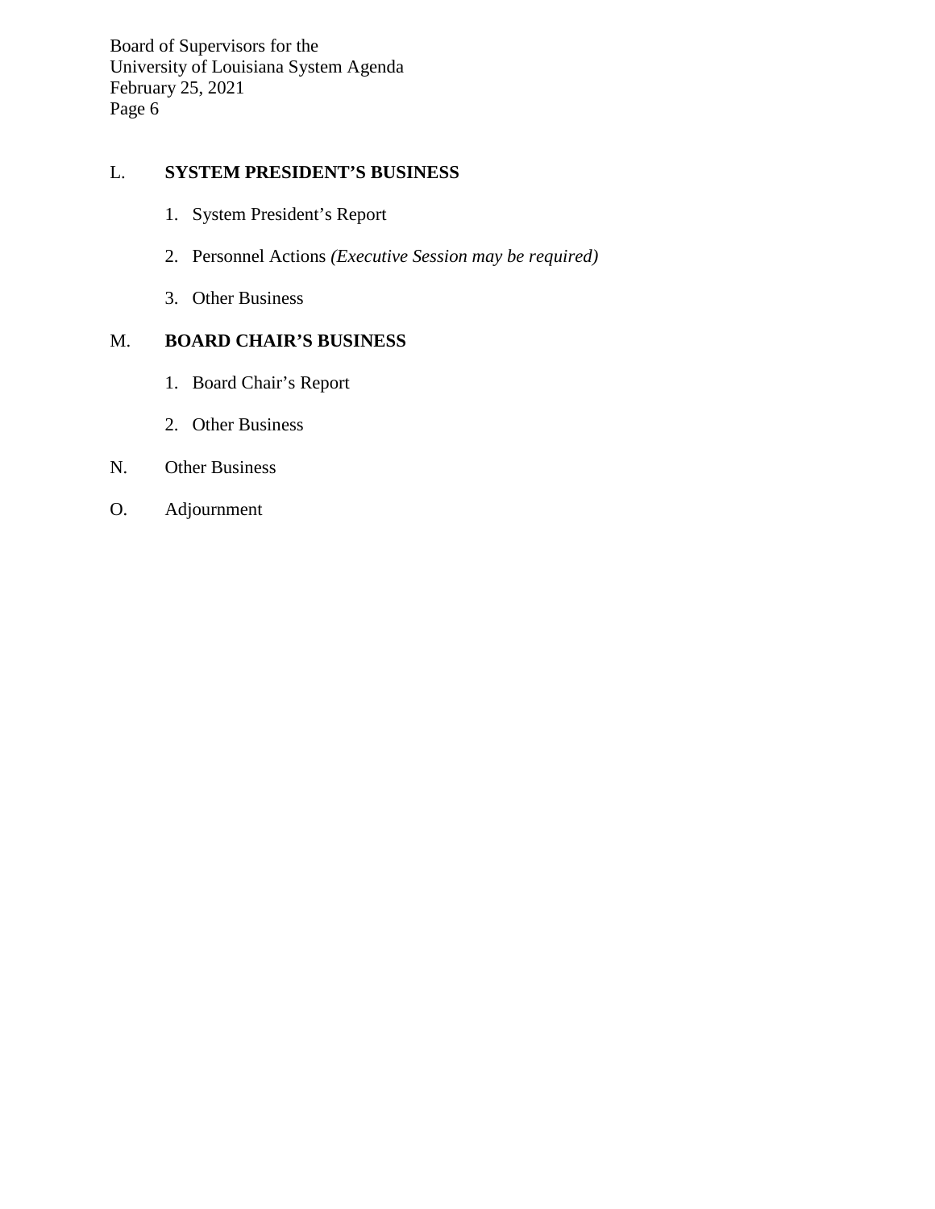L. **SYSTEM PRESIDENT'S BUSINESS**

1. System President's Report

2. Personnel Actions *(Executive Session may be required)*

3. Other Business

M. **BOARD CHAIR'S BUSINESS**

1. Board Chair's Report

2. Other Business

N. Other Business

O. Adjournment